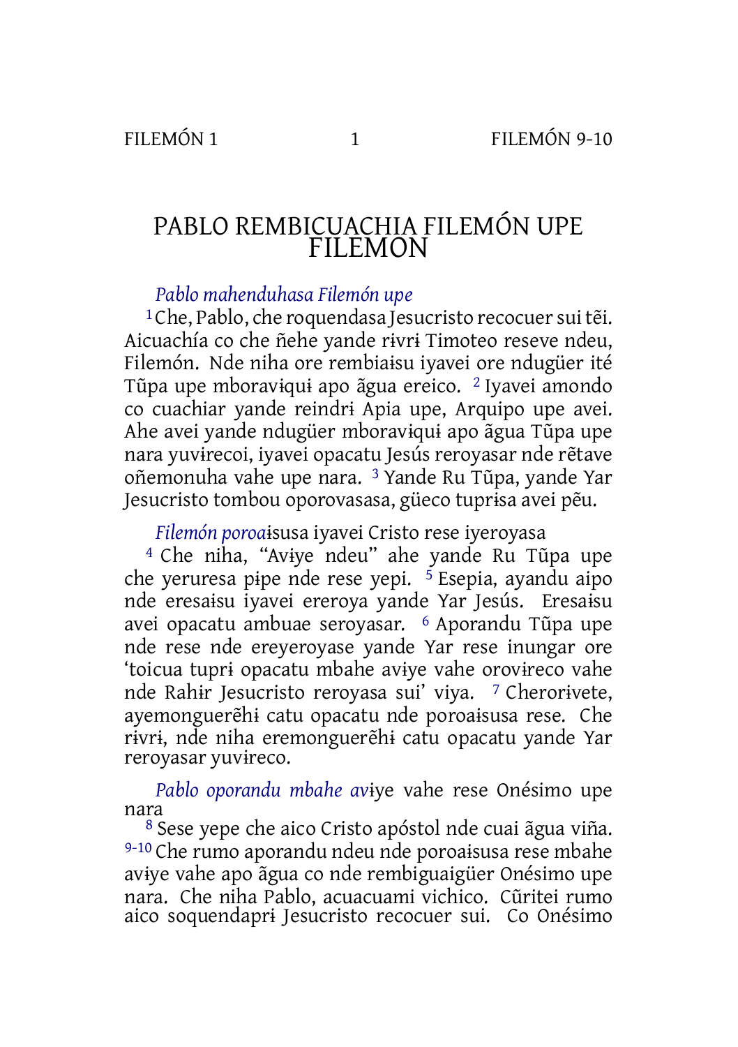# PABLO REMBICUACHIA FILEMÓN UPE FILEMON

*Pablo mahenduhasa Filemón upe*

[1] Che, Pablo, che roquendasa Jesucristo recocuer sui tẽi. Aicuachía co che ñehe yande rɨvrɨ Timoteo reseve ndeu, Filemón. Nde niha ore rembiaɨsu iyavei ore ndugüer ité Tũpa upe mboravɨquɨ apo ãgua ereico. [2] Iyavei amondo co cuachiar yande reindrɨ Apia upe, Arquipo upe avei. Ahe avei yande ndugüer mboravɨquɨ apo ãgua Tũpa upe nara yuvɨrecoi, iyavei opacatu Jesús reroyasar nde rẽtave oñemonuha vahe upe nara. [3] Yande Ru Tũpa, yande Yar Jesucristo tombou oporovasasa, güeco tuprɨsa avei pẽu.

*Filemón poroa*ɨsusa iyavei Cristo rese iyeroyasa

[4] Che niha, "Avɨye ndeu" ahe yande Ru Tũpa upe che yeruresa pɨpe nde rese yepi. [5] Esepia, ayandu aipo nde eresaɨsu iyavei ereroya yande Yar Jesús. Eresaɨsu avei opacatu ambuae seroyasar. [6] Aporandu Tũpa upe nde rese nde ereyeroyase yande Yar rese inungar ore 'toicua tuprɨ opacatu mbahe avɨye vahe orovɨreco vahe nde Rahɨr Jesucristo reroyasa sui' viya. [7] Cherorɨvete, ayemonguerẽhɨ catu opacatu nde poroaɨsusa rese. Che rɨvrɨ, nde niha eremonguerẽhɨ catu opacatu yande Yar reroyasar yuvɨreco.

*Pablo oporandu mbahe av*ɨye vahe rese Onésimo upe nara

[8] Sese yepe che aico Cristo apóstol nde cuai ãgua viña. [9-10] Che rumo aporandu ndeu nde poroaɨsusa rese mbahe avɨye vahe apo ãgua co nde rembiguaigüer Onésimo upe nara. Che niha Pablo, acuacuami vichico. Cũritei rumo aico soquendaprɨ Jesucristo recocuer sui. Co Onésimo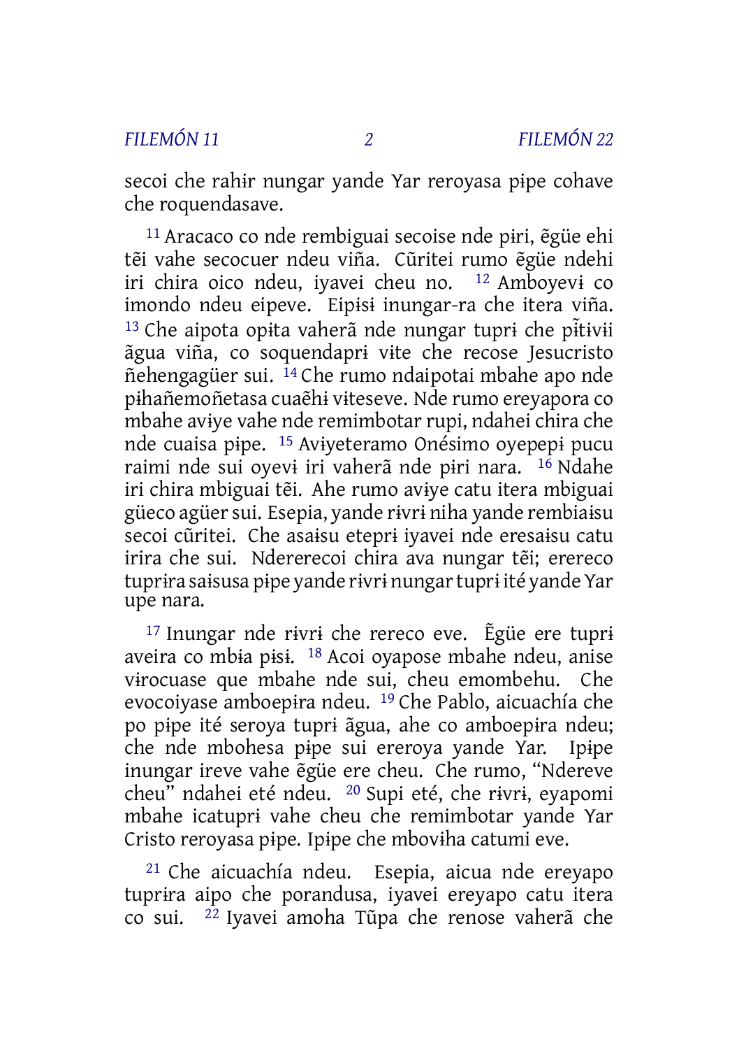secoi che rahɨr nungar yande Yar reroyasa pɨpe cohave che roquendasave.

[11] Aracaco co nde rembiguai secoise nde pɨri, ẽgüe ehi tẽi vahe secocuer ndeu viña. Cũritei rumo ẽgüe ndehi iri chira oico ndeu, iyavei cheu no. [12] Amboyevɨ co imondo ndeu eipeve. Eipɨsɨ inungar-ra che itera viña. [13] Che aipota opɨta vaherã nde nungar tuprɨ che pɨ̃tɨvɨi ãgua viña, co soquendaprɨ vɨte che recose Jesucristo ñehengagüer sui. [14] Che rumo ndaipotai mbahe apo nde pɨhañemoñetasa cuaẽhɨ vɨteseve. Nde rumo ereyapora co mbahe avɨye vahe nde remimbotar rupi, ndahei chira che nde cuaisa pɨpe. [15] Avɨyeteramo Onésimo oyepepɨ pucu raimi nde sui oyevɨ iri vaherã nde pɨri nara. [16] Ndahe iri chira mbiguai tẽi. Ahe rumo avɨye catu itera mbiguai güeco agüer sui. Esepia, yande rɨvrɨ niha yande rembiaɨsu secoi cũritei. Che asaɨsu eteprɨ iyavei nde eresaɨsu catu irira che sui. Ndererecoi chira ava nungar tẽi; erereco tuprɨra saɨsusa pɨpe yande rɨvrɨ nungar tuprɨ ité yande Yar upe nara.

[17] Inungar nde rɨvrɨ che rereco eve. Ẽgüe ere tuprɨ aveira co mbɨa pɨsɨ. [18] Acoi oyapose mbahe ndeu, anise vɨrocuase que mbahe nde sui, cheu emombehu. Che evocoiyase amboepɨra ndeu. [19] Che Pablo, aicuachía che po pɨpe ité seroya tuprɨ ãgua, ahe co amboepɨra ndeu; che nde mbohesa pɨpe sui ereroya yande Yar. Ipɨpe inungar ireve vahe ẽgüe ere cheu. Che rumo, "Ndereve cheu" ndahei eté ndeu. [20] Supi eté, che rɨvrɨ, eyapomi mbahe icatuprɨ vahe cheu che remimbotar yande Yar Cristo reroyasa pɨpe. Ipɨpe che mbovɨha catumi eve.

[21] Che aicuachía ndeu. Esepia, aicua nde ereyapo tuprɨra aipo che porandusa, iyavei ereyapo catu itera co sui. [22] Iyavei amoha Tũpa che renose vaherã che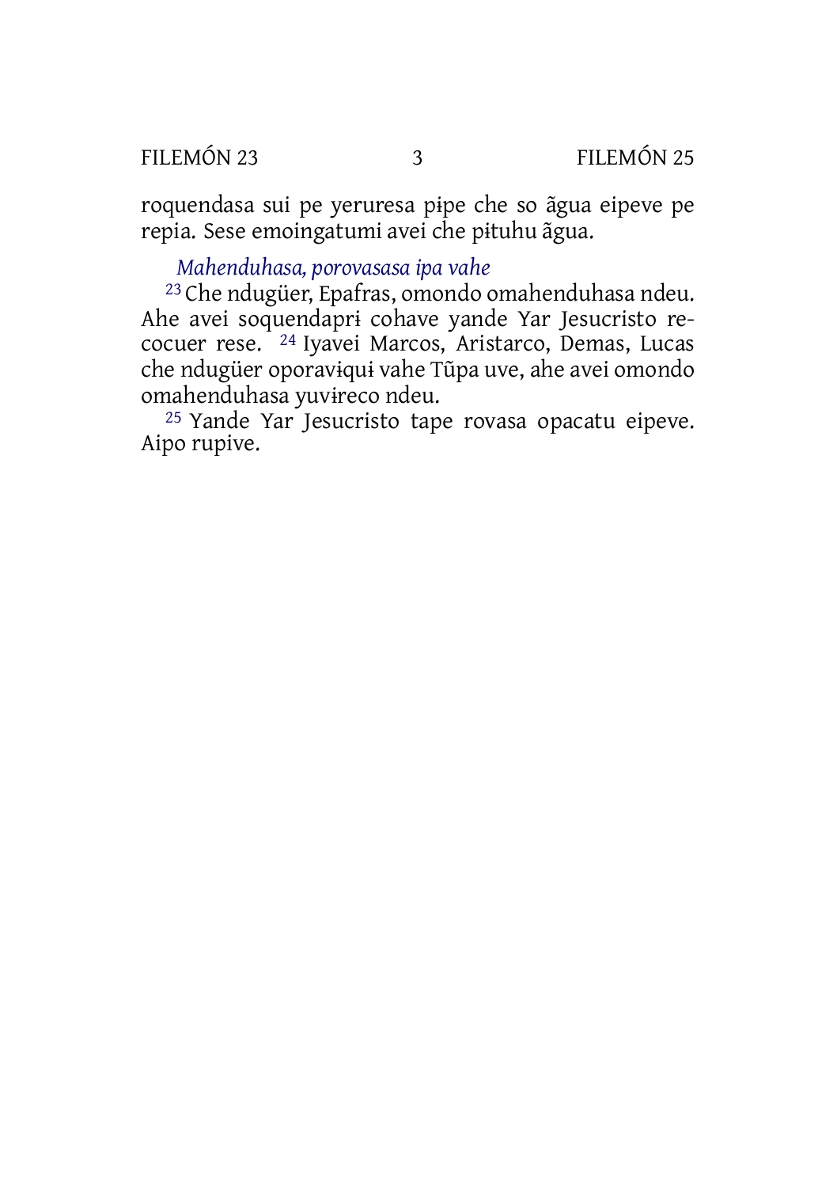roquendasa sui pe yeruresa pɨpe che so ãgua eipeve pe repia. Sese emoingatumi avei che pɨtuhu ãgua.

### *Mahenduhasa, porovasasa ipa vahe*

[23] Che ndugüer, Epafras, omondo omahenduhasa ndeu. Ahe avei soquendaprɨ cohave yande Yar Jesucristo recocuer rese. [24] Iyavei Marcos, Aristarco, Demas, Lucas che ndugüer oporavɨquɨ vahe Tũpa uve, ahe avei omondo omahenduhasa yuvɨreco ndeu.

[25] Yande Yar Jesucristo tape rovasa opacatu eipeve. Aipo rupive.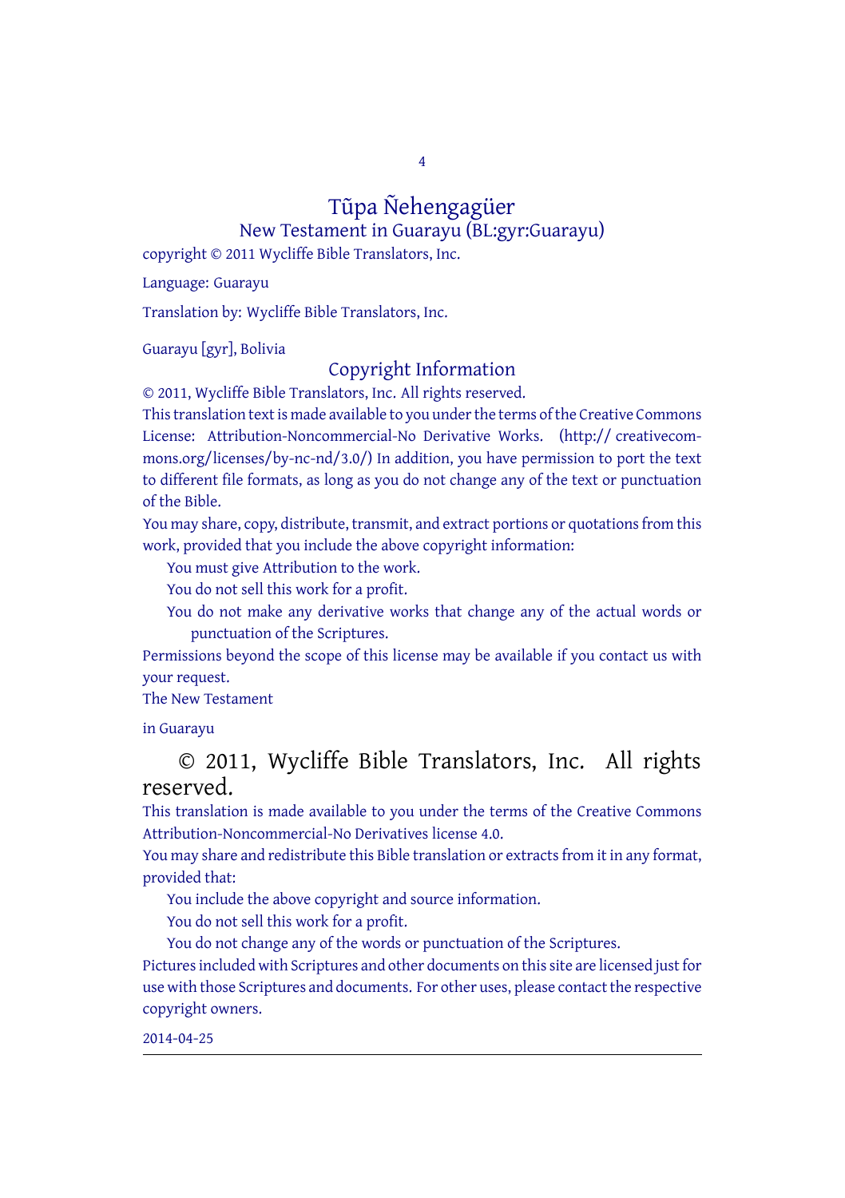# Tũpa Ñehengagüer

## New Testament in Guarayu (BL:gyr:Guarayu)

copyright © 2011 Wycliffe Bible Translators, Inc.

Language: Guarayu

Translation by: Wycliffe Bible Translators, Inc.

Guarayu [gyr], Bolivia

## Copyright Information

© 2011, Wycliffe Bible Translators, Inc. All rights reserved.

This translation text is made available to you under the terms of the Creative Commons License: Attribution-Noncommercial-No Derivative Works. (http:// creativecommons.org/licenses/by-nc-nd/3.0/) In addition, you have permission to port the text to different file formats, as long as you do not change any of the text or punctuation of the Bible.

You may share, copy, distribute, transmit, and extract portions or quotations from this work, provided that you include the above copyright information:

You must give Attribution to the work.

You do not sell this work for a profit.

You do not make any derivative works that change any of the actual words or punctuation of the Scriptures.

Permissions beyond the scope of this license may be available if you contact us with your request.

The New Testament

in Guarayu

© 2011, Wycliffe Bible Translators, Inc. All rights reserved.

This translation is made available to you under the terms of the Creative Commons Attribution-Noncommercial-No Derivatives license 4.0.

You may share and redistribute this Bible translation or extracts from it in any format, provided that:

You include the above copyright and source information.

You do not sell this work for a profit.

You do not change any of the words or punctuation of the Scriptures.

Pictures included with Scriptures and other documents on this site are licensed just for use with those Scriptures and documents. For other uses, please contact the respective copyright owners.

2014-04-25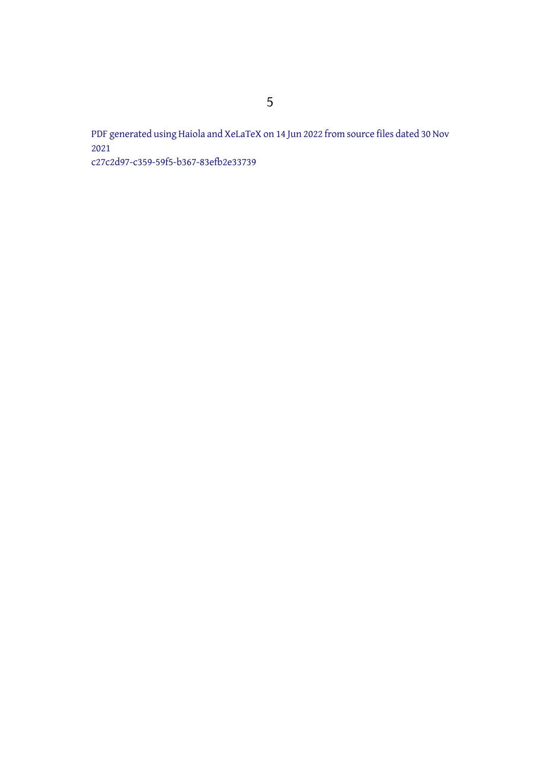PDF generated using Haiola and XeLaTeX on 14 Jun 2022 from source files dated 30 Nov 2021
c27c2d97-c359-59f5-b367-83efb2e33739